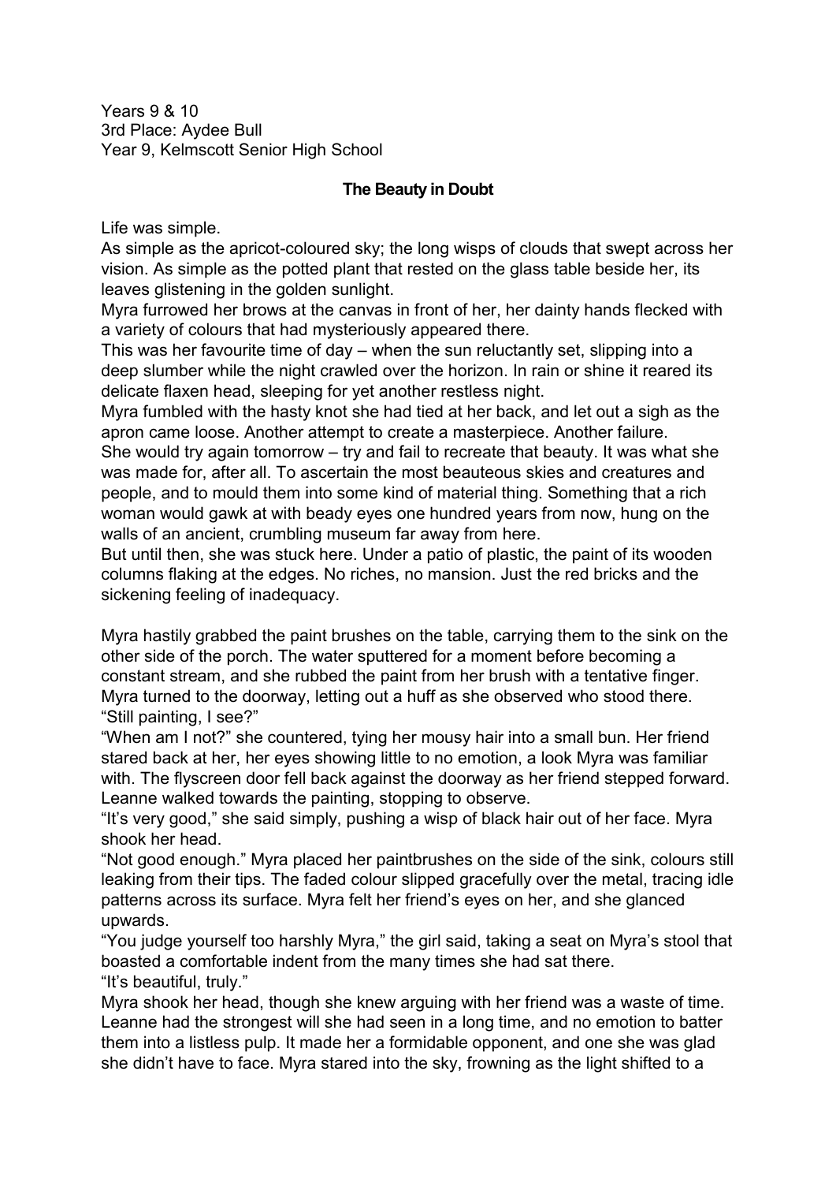Years 9 & 10
3rd Place: Aydee Bull
Year 9, Kelmscott Senior High School

**The Beauty in Doubt**

Life was simple.

As simple as the apricot-coloured sky; the long wisps of clouds that swept across her vision. As simple as the potted plant that rested on the glass table beside her, its leaves glistening in the golden sunlight.

Myra furrowed her brows at the canvas in front of her, her dainty hands flecked with a variety of colours that had mysteriously appeared there.

This was her favourite time of day – when the sun reluctantly set, slipping into a deep slumber while the night crawled over the horizon. In rain or shine it reared its delicate flaxen head, sleeping for yet another restless night.

Myra fumbled with the hasty knot she had tied at her back, and let out a sigh as the apron came loose. Another attempt to create a masterpiece. Another failure.

She would try again tomorrow – try and fail to recreate that beauty. It was what she was made for, after all. To ascertain the most beauteous skies and creatures and people, and to mould them into some kind of material thing. Something that a rich woman would gawk at with beady eyes one hundred years from now, hung on the walls of an ancient, crumbling museum far away from here.

But until then, she was stuck here. Under a patio of plastic, the paint of its wooden columns flaking at the edges. No riches, no mansion. Just the red bricks and the sickening feeling of inadequacy.

Myra hastily grabbed the paint brushes on the table, carrying them to the sink on the other side of the porch. The water sputtered for a moment before becoming a constant stream, and she rubbed the paint from her brush with a tentative finger. Myra turned to the doorway, letting out a huff as she observed who stood there.

"Still painting, I see?"

"When am I not?" she countered, tying her mousy hair into a small bun. Her friend stared back at her, her eyes showing little to no emotion, a look Myra was familiar with. The flyscreen door fell back against the doorway as her friend stepped forward. Leanne walked towards the painting, stopping to observe.

"It's very good," she said simply, pushing a wisp of black hair out of her face. Myra shook her head.

"Not good enough." Myra placed her paintbrushes on the side of the sink, colours still leaking from their tips. The faded colour slipped gracefully over the metal, tracing idle patterns across its surface. Myra felt her friend's eyes on her, and she glanced upwards.

"You judge yourself too harshly Myra," the girl said, taking a seat on Myra's stool that boasted a comfortable indent from the many times she had sat there.

"It's beautiful, truly."

Myra shook her head, though she knew arguing with her friend was a waste of time. Leanne had the strongest will she had seen in a long time, and no emotion to batter them into a listless pulp. It made her a formidable opponent, and one she was glad she didn't have to face. Myra stared into the sky, frowning as the light shifted to a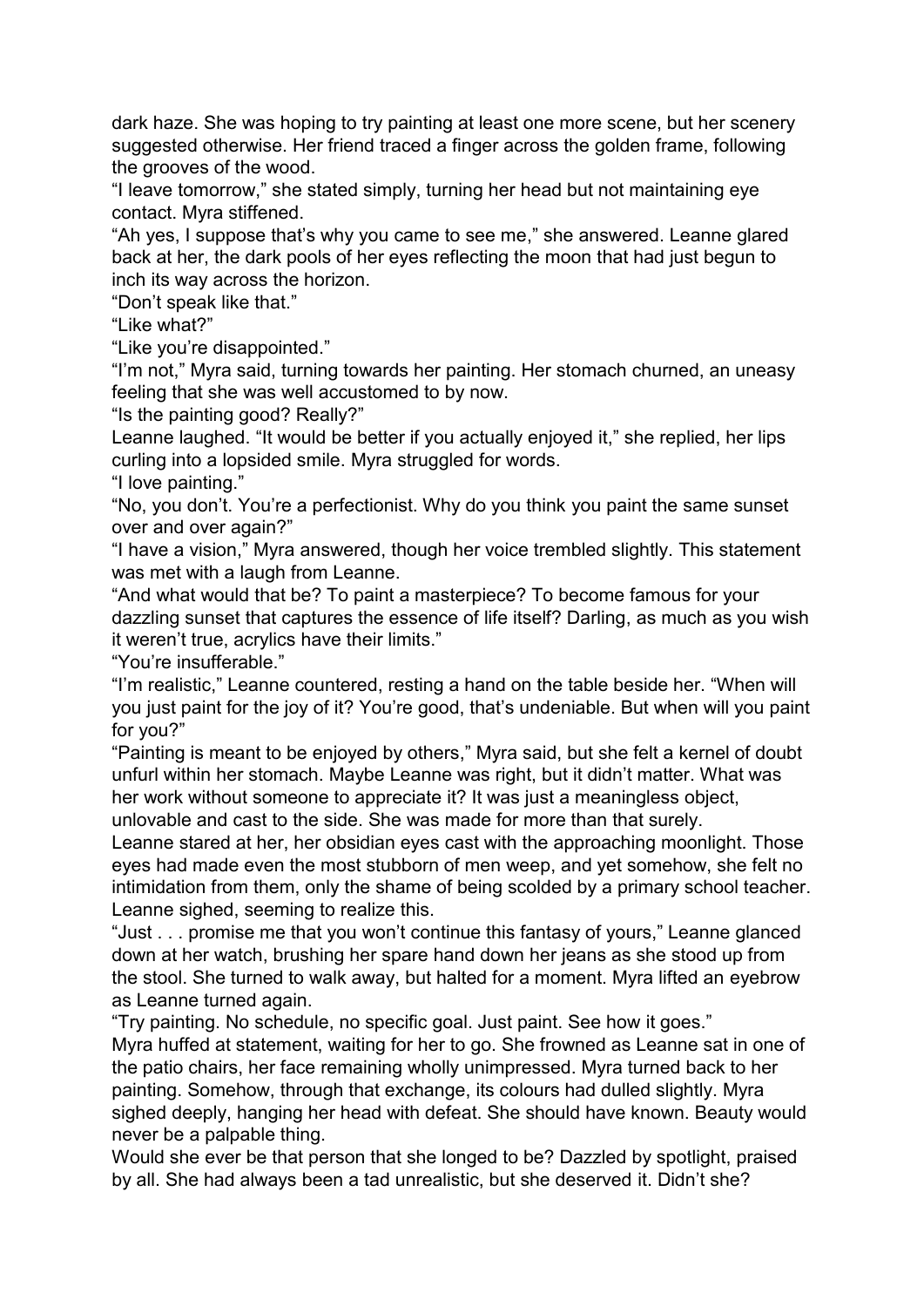dark haze. She was hoping to try painting at least one more scene, but her scenery suggested otherwise. Her friend traced a finger across the golden frame, following the grooves of the wood.

"I leave tomorrow," she stated simply, turning her head but not maintaining eye contact. Myra stiffened.

"Ah yes, I suppose that's why you came to see me," she answered. Leanne glared back at her, the dark pools of her eyes reflecting the moon that had just begun to inch its way across the horizon.

"Don't speak like that."

"Like what?"

"Like you're disappointed."

"I'm not," Myra said, turning towards her painting. Her stomach churned, an uneasy feeling that she was well accustomed to by now.

"Is the painting good? Really?"

Leanne laughed. "It would be better if you actually enjoyed it," she replied, her lips curling into a lopsided smile. Myra struggled for words.

"I love painting."

"No, you don't. You're a perfectionist. Why do you think you paint the same sunset over and over again?"

"I have a vision," Myra answered, though her voice trembled slightly. This statement was met with a laugh from Leanne.

"And what would that be? To paint a masterpiece? To become famous for your dazzling sunset that captures the essence of life itself? Darling, as much as you wish it weren't true, acrylics have their limits."

"You're insufferable."

"I'm realistic," Leanne countered, resting a hand on the table beside her. "When will you just paint for the joy of it? You're good, that's undeniable. But when will you paint for you?"

"Painting is meant to be enjoyed by others," Myra said, but she felt a kernel of doubt unfurl within her stomach. Maybe Leanne was right, but it didn't matter. What was her work without someone to appreciate it? It was just a meaningless object, unlovable and cast to the side. She was made for more than that surely.

Leanne stared at her, her obsidian eyes cast with the approaching moonlight. Those eyes had made even the most stubborn of men weep, and yet somehow, she felt no intimidation from them, only the shame of being scolded by a primary school teacher. Leanne sighed, seeming to realize this.

"Just . . . promise me that you won't continue this fantasy of yours," Leanne glanced down at her watch, brushing her spare hand down her jeans as she stood up from the stool. She turned to walk away, but halted for a moment. Myra lifted an eyebrow as Leanne turned again.

"Try painting. No schedule, no specific goal. Just paint. See how it goes."

Myra huffed at statement, waiting for her to go. She frowned as Leanne sat in one of the patio chairs, her face remaining wholly unimpressed. Myra turned back to her painting. Somehow, through that exchange, its colours had dulled slightly. Myra sighed deeply, hanging her head with defeat. She should have known. Beauty would never be a palpable thing.

Would she ever be that person that she longed to be? Dazzled by spotlight, praised by all. She had always been a tad unrealistic, but she deserved it. Didn't she?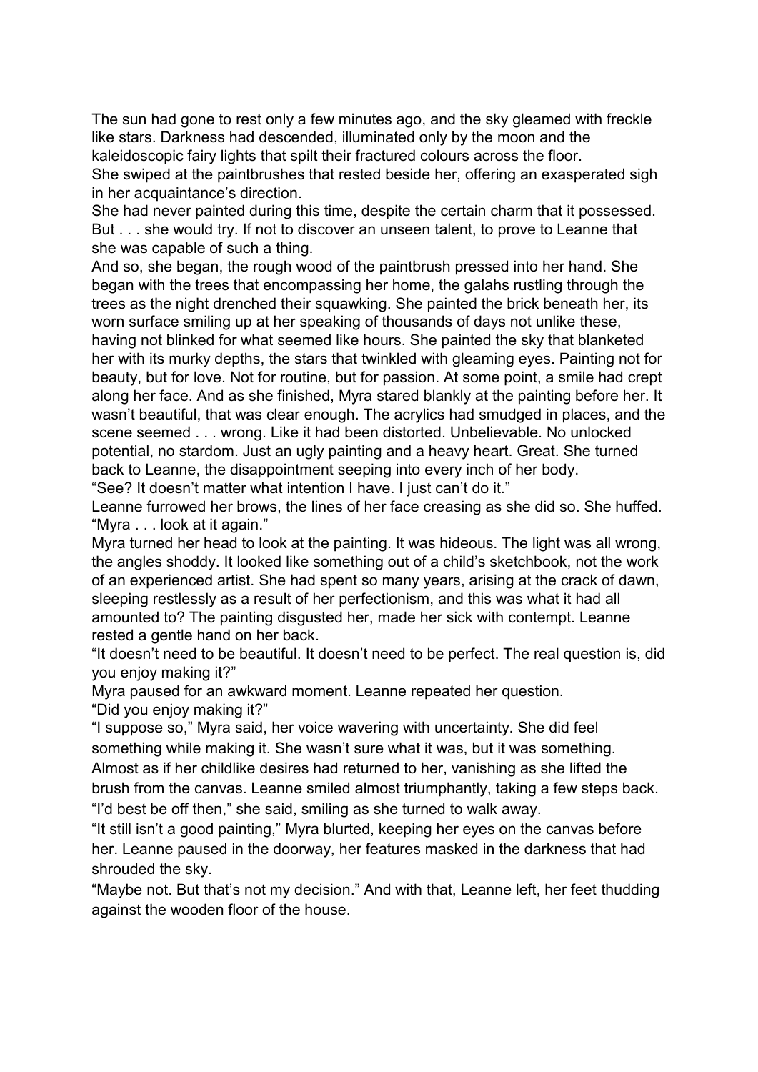The sun had gone to rest only a few minutes ago, and the sky gleamed with freckle like stars. Darkness had descended, illuminated only by the moon and the kaleidoscopic fairy lights that spilt their fractured colours across the floor.

She swiped at the paintbrushes that rested beside her, offering an exasperated sigh in her acquaintance's direction.

She had never painted during this time, despite the certain charm that it possessed. But . . . she would try. If not to discover an unseen talent, to prove to Leanne that she was capable of such a thing.

And so, she began, the rough wood of the paintbrush pressed into her hand. She began with the trees that encompassing her home, the galahs rustling through the trees as the night drenched their squawking. She painted the brick beneath her, its worn surface smiling up at her speaking of thousands of days not unlike these, having not blinked for what seemed like hours. She painted the sky that blanketed her with its murky depths, the stars that twinkled with gleaming eyes. Painting not for beauty, but for love. Not for routine, but for passion. At some point, a smile had crept along her face. And as she finished, Myra stared blankly at the painting before her. It wasn't beautiful, that was clear enough. The acrylics had smudged in places, and the scene seemed . . . wrong. Like it had been distorted. Unbelievable. No unlocked potential, no stardom. Just an ugly painting and a heavy heart. Great. She turned back to Leanne, the disappointment seeping into every inch of her body.

"See? It doesn't matter what intention I have. I just can't do it."

Leanne furrowed her brows, the lines of her face creasing as she did so. She huffed. "Myra . . . look at it again."

Myra turned her head to look at the painting. It was hideous. The light was all wrong, the angles shoddy. It looked like something out of a child's sketchbook, not the work of an experienced artist. She had spent so many years, arising at the crack of dawn, sleeping restlessly as a result of her perfectionism, and this was what it had all amounted to? The painting disgusted her, made her sick with contempt. Leanne rested a gentle hand on her back.

"It doesn't need to be beautiful. It doesn't need to be perfect. The real question is, did you enjoy making it?"

Myra paused for an awkward moment. Leanne repeated her question.

"Did you enjoy making it?"

"I suppose so," Myra said, her voice wavering with uncertainty. She did feel something while making it. She wasn't sure what it was, but it was something. Almost as if her childlike desires had returned to her, vanishing as she lifted the brush from the canvas. Leanne smiled almost triumphantly, taking a few steps back.

"I'd best be off then," she said, smiling as she turned to walk away.

"It still isn't a good painting," Myra blurted, keeping her eyes on the canvas before her. Leanne paused in the doorway, her features masked in the darkness that had shrouded the sky.

"Maybe not. But that's not my decision." And with that, Leanne left, her feet thudding against the wooden floor of the house.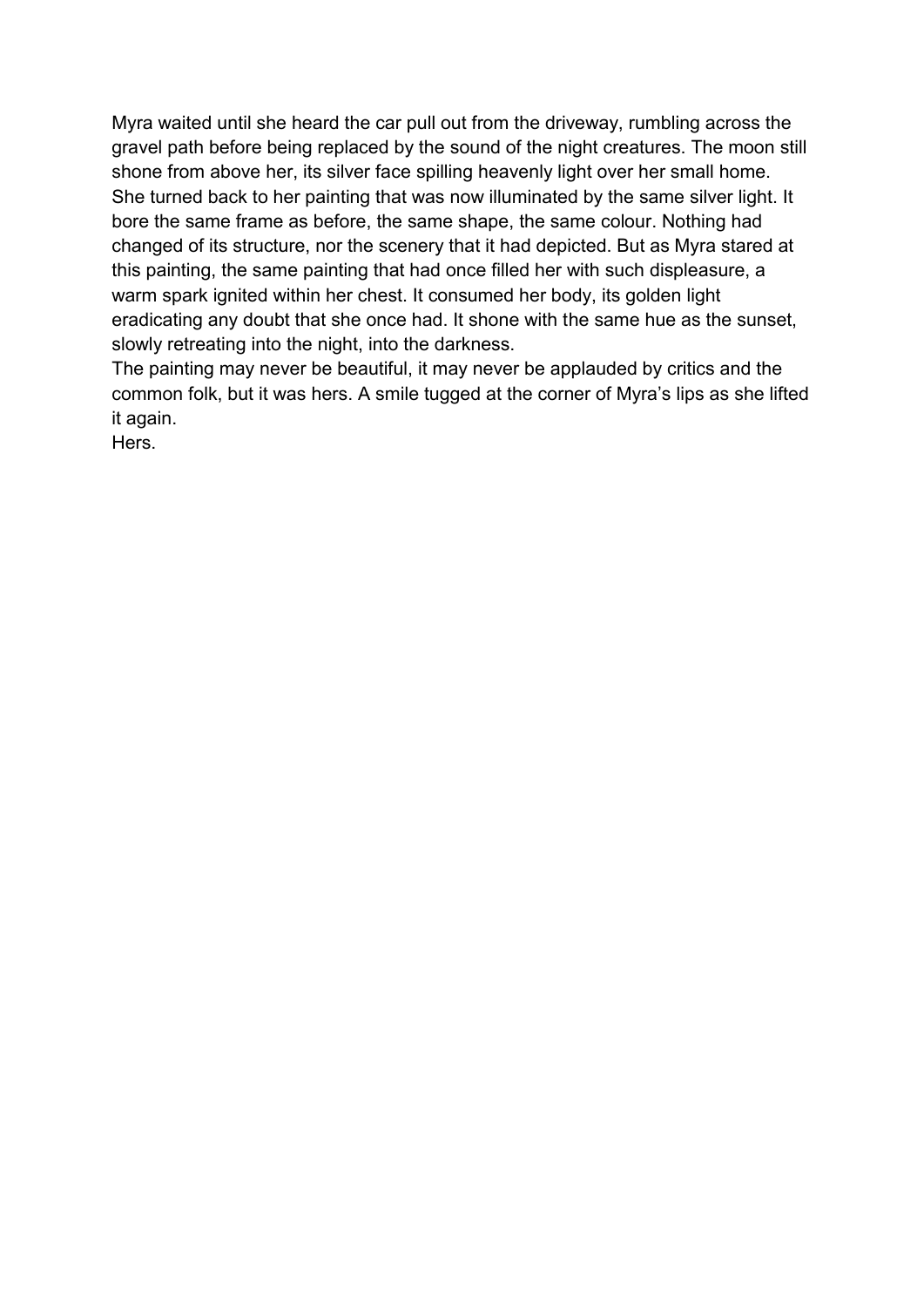Myra waited until she heard the car pull out from the driveway, rumbling across the gravel path before being replaced by the sound of the night creatures. The moon still shone from above her, its silver face spilling heavenly light over her small home. She turned back to her painting that was now illuminated by the same silver light. It bore the same frame as before, the same shape, the same colour. Nothing had changed of its structure, nor the scenery that it had depicted. But as Myra stared at this painting, the same painting that had once filled her with such displeasure, a warm spark ignited within her chest. It consumed her body, its golden light eradicating any doubt that she once had. It shone with the same hue as the sunset, slowly retreating into the night, into the darkness.

The painting may never be beautiful, it may never be applauded by critics and the common folk, but it was hers. A smile tugged at the corner of Myra's lips as she lifted it again.

Hers.